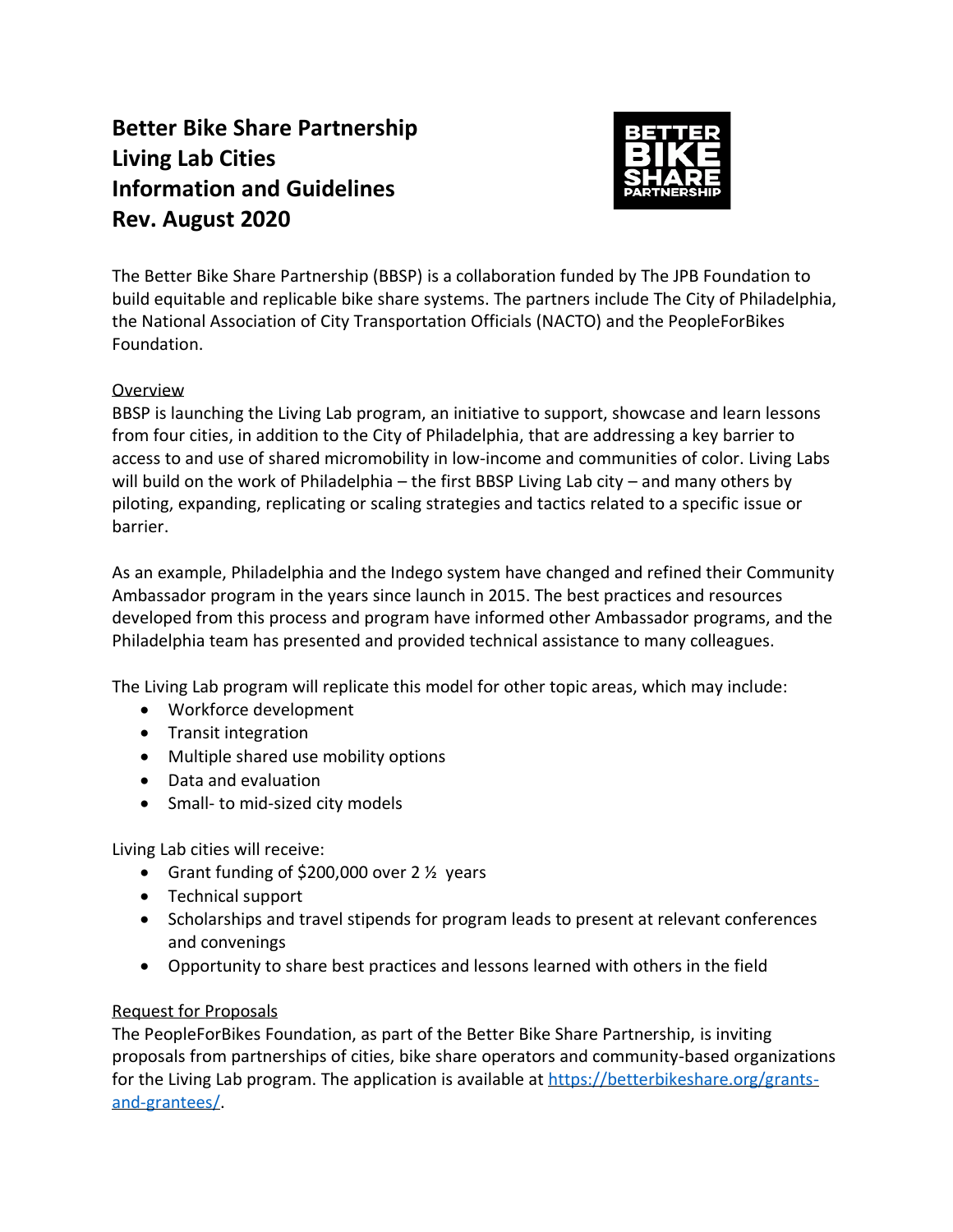# Better Bike Share Partnership
# Living Lab Cities
# Information and Guidelines
# Rev. August 2020

The Better Bike Share Partnership (BBSP) is a collaboration funded by The JPB Foundation to build equitable and replicable bike share systems. The partners include The City of Philadelphia, the National Association of City Transportation Officials (NACTO) and the PeopleForBikes Foundation.

## Overview

BBSP is launching the Living Lab program, an initiative to support, showcase and learn lessons from four cities, in addition to the City of Philadelphia, that are addressing a key barrier to access to and use of shared micromobility in low-income and communities of color. Living Labs will build on the work of Philadelphia – the first BBSP Living Lab city – and many others by piloting, expanding, replicating or scaling strategies and tactics related to a specific issue or barrier.

As an example, Philadelphia and the Indego system have changed and refined their Community Ambassador program in the years since launch in 2015. The best practices and resources developed from this process and program have informed other Ambassador programs, and the Philadelphia team has presented and provided technical assistance to many colleagues.

The Living Lab program will replicate this model for other topic areas, which may include:

- Workforce development
- Transit integration
- Multiple shared use mobility options
- Data and evaluation
- Small- to mid-sized city models

Living Lab cities will receive:

- Grant funding of $200,000 over 2 ½ years
- Technical support
- Scholarships and travel stipends for program leads to present at relevant conferences and convenings
- Opportunity to share best practices and lessons learned with others in the field

## Request for Proposals

The PeopleForBikes Foundation, as part of the Better Bike Share Partnership, is inviting proposals from partnerships of cities, bike share operators and community-based organizations for the Living Lab program. The application is available at [https://betterbikeshare.org/grants-and-grantees/](https://betterbikeshare.org/grants-and-grantees/).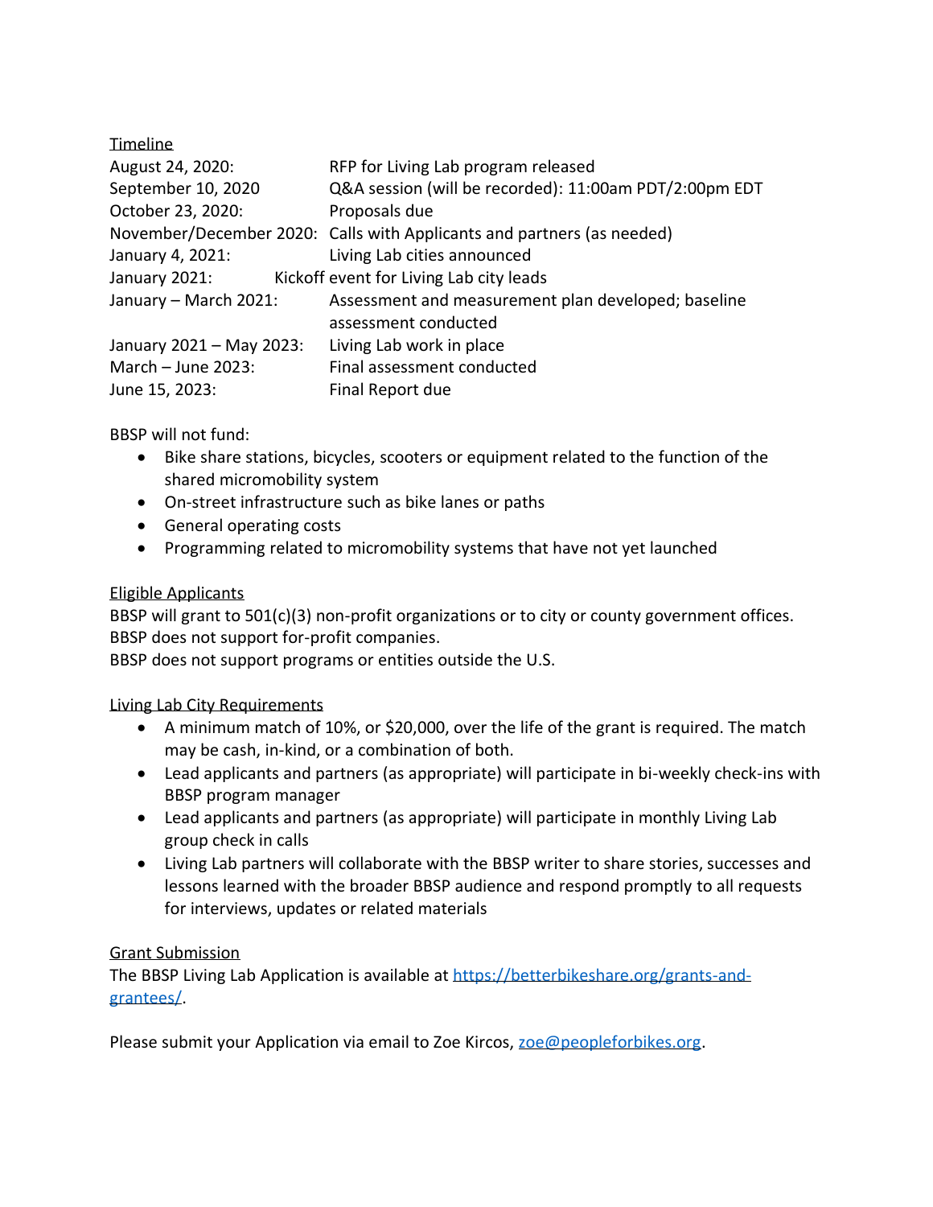Timeline

| | |
|---|---|
| August 24, 2020: | RFP for Living Lab program released |
| September 10, 2020 | Q&A session (will be recorded): 11:00am PDT/2:00pm EDT |
| October 23, 2020: | Proposals due |
| November/December 2020: | Calls with Applicants and partners (as needed) |
| January 4, 2021: | Living Lab cities announced |
| January 2021: | Kickoff event for Living Lab city leads |
| January – March 2021: | Assessment and measurement plan developed; baseline assessment conducted |
| January 2021 – May 2023: | Living Lab work in place |
| March – June 2023: | Final assessment conducted |
| June 15, 2023: | Final Report due |

BBSP will not fund:

- Bike share stations, bicycles, scooters or equipment related to the function of the shared micromobility system
- On-street infrastructure such as bike lanes or paths
- General operating costs
- Programming related to micromobility systems that have not yet launched

Eligible Applicants

BBSP will grant to 501(c)(3) non-profit organizations or to city or county government offices.
BBSP does not support for-profit companies.
BBSP does not support programs or entities outside the U.S.

Living Lab City Requirements

- A minimum match of 10%, or $20,000, over the life of the grant is required. The match may be cash, in-kind, or a combination of both.
- Lead applicants and partners (as appropriate) will participate in bi-weekly check-ins with BBSP program manager
- Lead applicants and partners (as appropriate) will participate in monthly Living Lab group check in calls
- Living Lab partners will collaborate with the BBSP writer to share stories, successes and lessons learned with the broader BBSP audience and respond promptly to all requests for interviews, updates or related materials

Grant Submission

The BBSP Living Lab Application is available at [https://betterbikeshare.org/grants-and-grantees/](https://betterbikeshare.org/grants-and-grantees/).

Please submit your Application via email to Zoe Kircos, [zoe@peopleforbikes.org](mailto:zoe@peopleforbikes.org).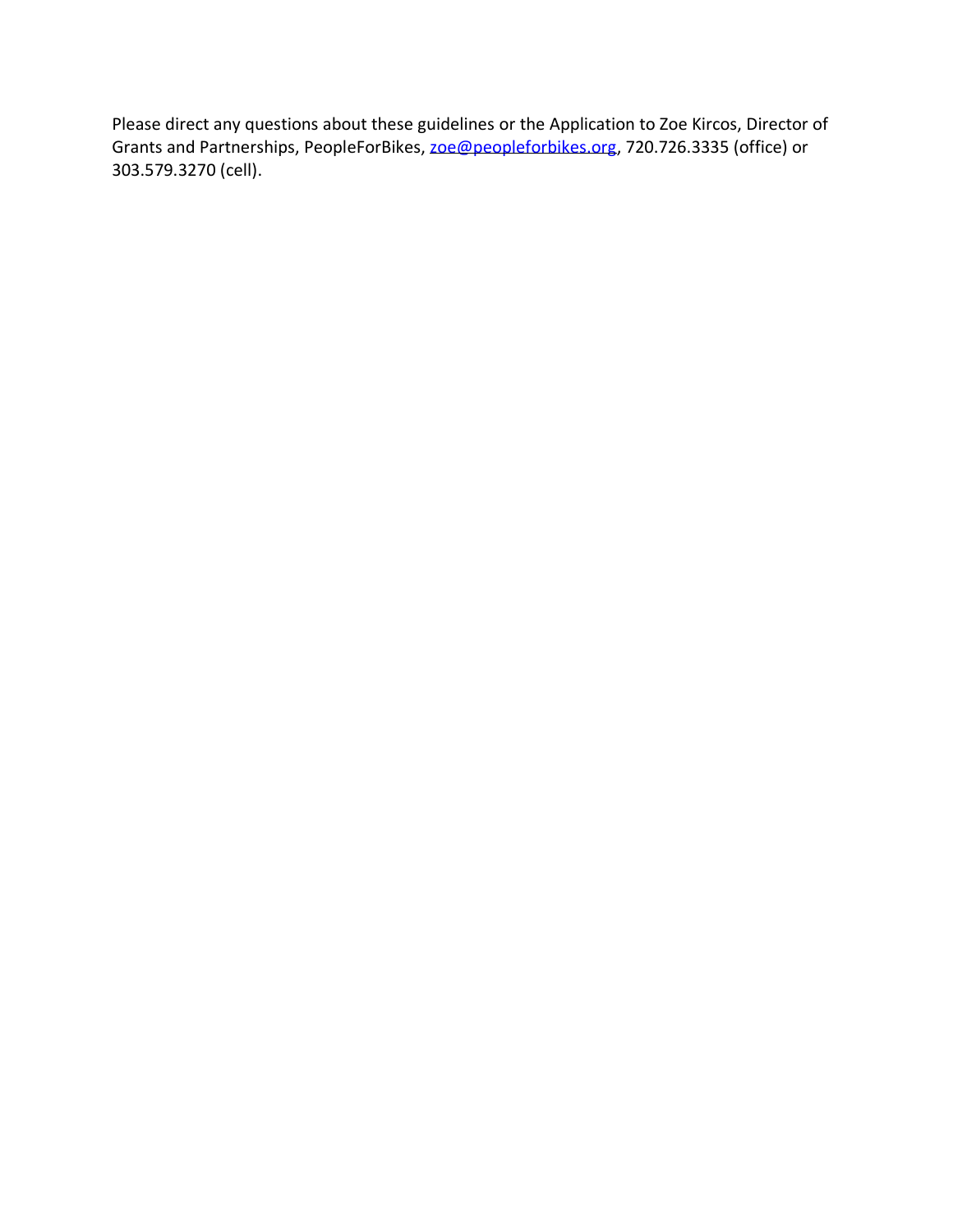Please direct any questions about these guidelines or the Application to Zoe Kircos, Director of Grants and Partnerships, PeopleForBikes, [zoe@peopleforbikes.org](mailto:zoe@peopleforbikes.org), 720.726.3335 (office) or 303.579.3270 (cell).